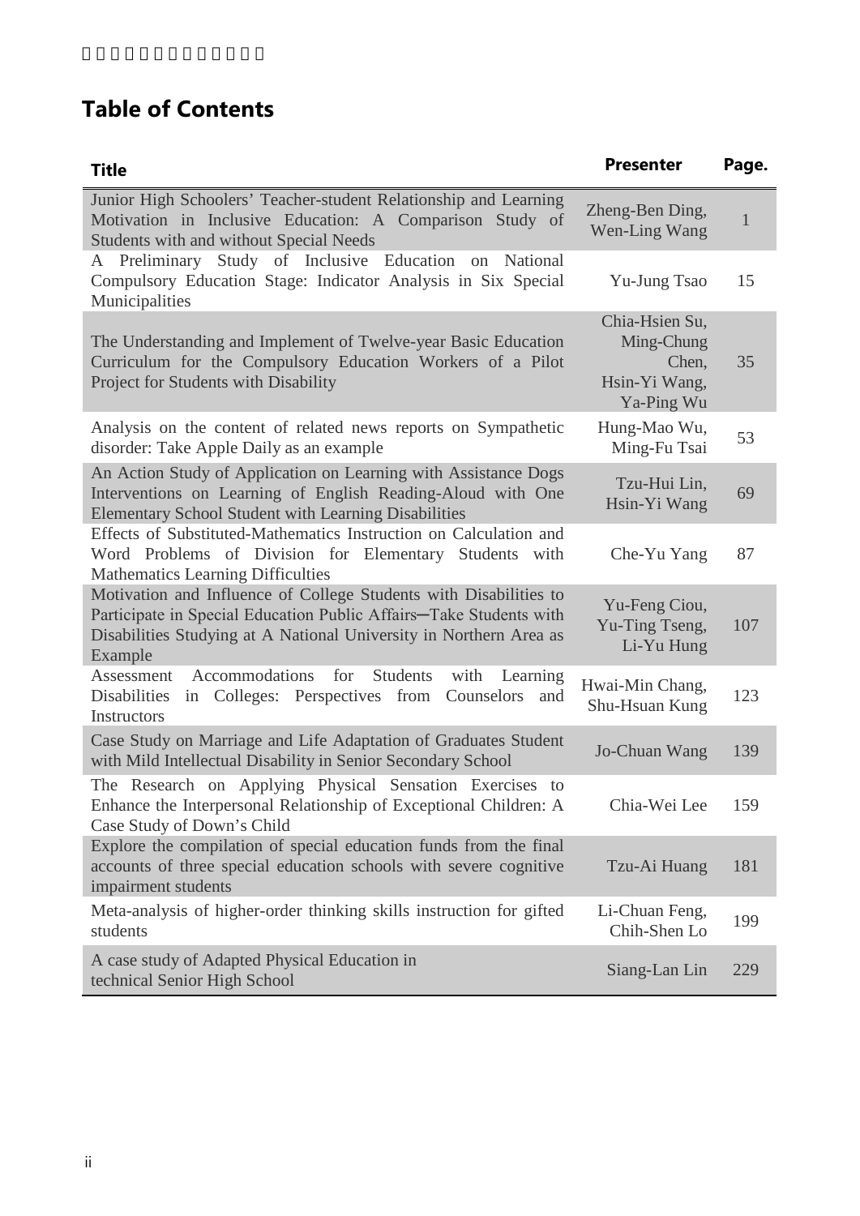## Table of Contents

| Title | Presenter | Page. |
|---|---|---|
| Junior High Schoolers' Teacher-student Relationship and Learning Motivation in Inclusive Education: A Comparison Study of Students with and without Special Needs | Zheng-Ben Ding, Wen-Ling Wang | 1 |
| A Preliminary Study of Inclusive Education on National Compulsory Education Stage: Indicator Analysis in Six Special Municipalities | Yu-Jung Tsao | 15 |
| The Understanding and Implement of Twelve-year Basic Education Curriculum for the Compulsory Education Workers of a Pilot Project for Students with Disability | Chia-Hsien Su, Ming-Chung Chen, Hsin-Yi Wang, Ya-Ping Wu | 35 |
| Analysis on the content of related news reports on Sympathetic disorder: Take Apple Daily as an example | Hung-Mao Wu, Ming-Fu Tsai | 53 |
| An Action Study of Application on Learning with Assistance Dogs Interventions on Learning of English Reading-Aloud with One Elementary School Student with Learning Disabilities | Tzu-Hui Lin, Hsin-Yi Wang | 69 |
| Effects of Substituted-Mathematics Instruction on Calculation and Word Problems of Division for Elementary Students with Mathematics Learning Difficulties | Che-Yu Yang | 87 |
| Motivation and Influence of College Students with Disabilities to Participate in Special Education Public Affairs─Take Students with Disabilities Studying at A National University in Northern Area as Example | Yu-Feng Ciou, Yu-Ting Tseng, Li-Yu Hung | 107 |
| Assessment Accommodations for Students with Learning Disabilities in Colleges: Perspectives from Counselors and Instructors | Hwai-Min Chang, Shu-Hsuan Kung | 123 |
| Case Study on Marriage and Life Adaptation of Graduates Student with Mild Intellectual Disability in Senior Secondary School | Jo-Chuan Wang | 139 |
| The Research on Applying Physical Sensation Exercises to Enhance the Interpersonal Relationship of Exceptional Children: A Case Study of Down's Child | Chia-Wei Lee | 159 |
| Explore the compilation of special education funds from the final accounts of three special education schools with severe cognitive impairment students | Tzu-Ai Huang | 181 |
| Meta-analysis of higher-order thinking skills instruction for gifted students | Li-Chuan Feng, Chih-Shen Lo | 199 |
| A case study of Adapted Physical Education in technical Senior High School | Siang-Lan Lin | 229 |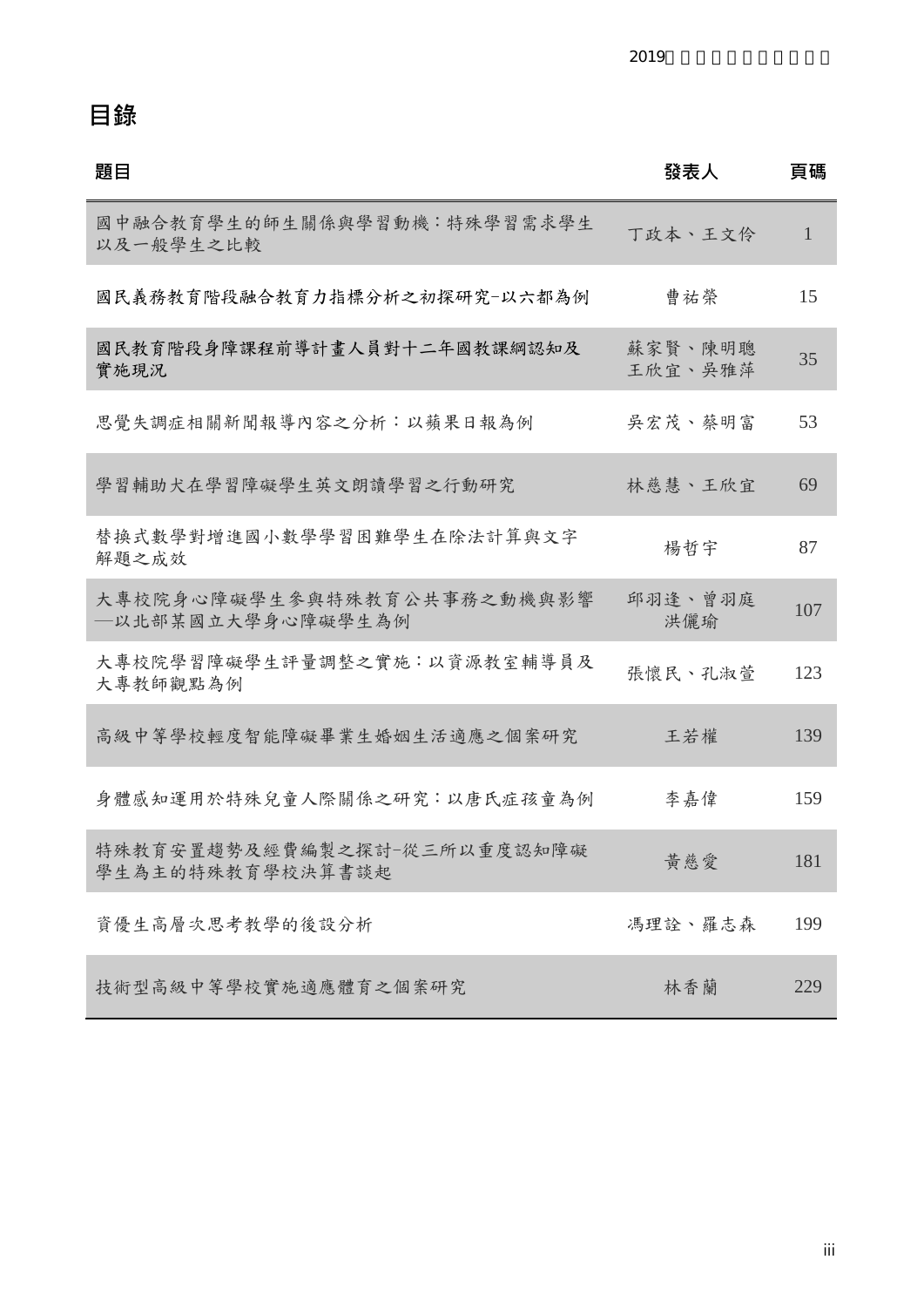# 目錄

| 題目 | 發表人 | 頁碼 |
|---|---|---|
| 國中融合教育學生的師生關係與學習動機：特殊學習需求學生以及一般學生之比較 | 丁政本、王文伶 | 1 |
| 國民義務教育階段融合教育力指標分析之初探研究-以六都為例 | 曹祐榮 | 15 |
| 國民教育階段身障課程前導計畫人員對十二年國教課綱認知及實施現況 | 蘇家賢、陳明聰<br>王欣宜、吳雅萍 | 35 |
| 思覺失調症相關新聞報導內容之分析：以蘋果日報為例 | 吳宏茂、蔡明富 | 53 |
| 學習輔助犬在學習障礙學生英文朗讀學習之行動研究 | 林慈慧、王欣宜 | 69 |
| 替換式數學對增進國小數學學習困難學生在除法計算與文字解題之成效 | 楊哲宇 | 87 |
| 大專校院身心障礙學生參與特殊教育公共事務之動機與影響—以北部某國立大學身心障礙學生為例 | 邱羽逢、曾羽庭<br>洪儷瑜 | 107 |
| 大專校院學習障礙學生評量調整之實施：以資源教室輔導員及大專教師觀點為例 | 張懷民、孔淑萱 | 123 |
| 高級中等學校輕度智能障礙畢業生婚姻生活適應之個案研究 | 王若權 | 139 |
| 身體感知運用於特殊兒童人際關係之研究：以唐氏症孩童為例 | 李嘉偉 | 159 |
| 特殊教育安置趨勢及經費編製之探討-從三所以重度認知障礙學生為主的特殊教育學校決算書談起 | 黃慈愛 | 181 |
| 資優生高層次思考教學的後設分析 | 馮理詮、羅志森 | 199 |
| 技術型高級中等學校實施適應體育之個案研究 | 林香蘭 | 229 |